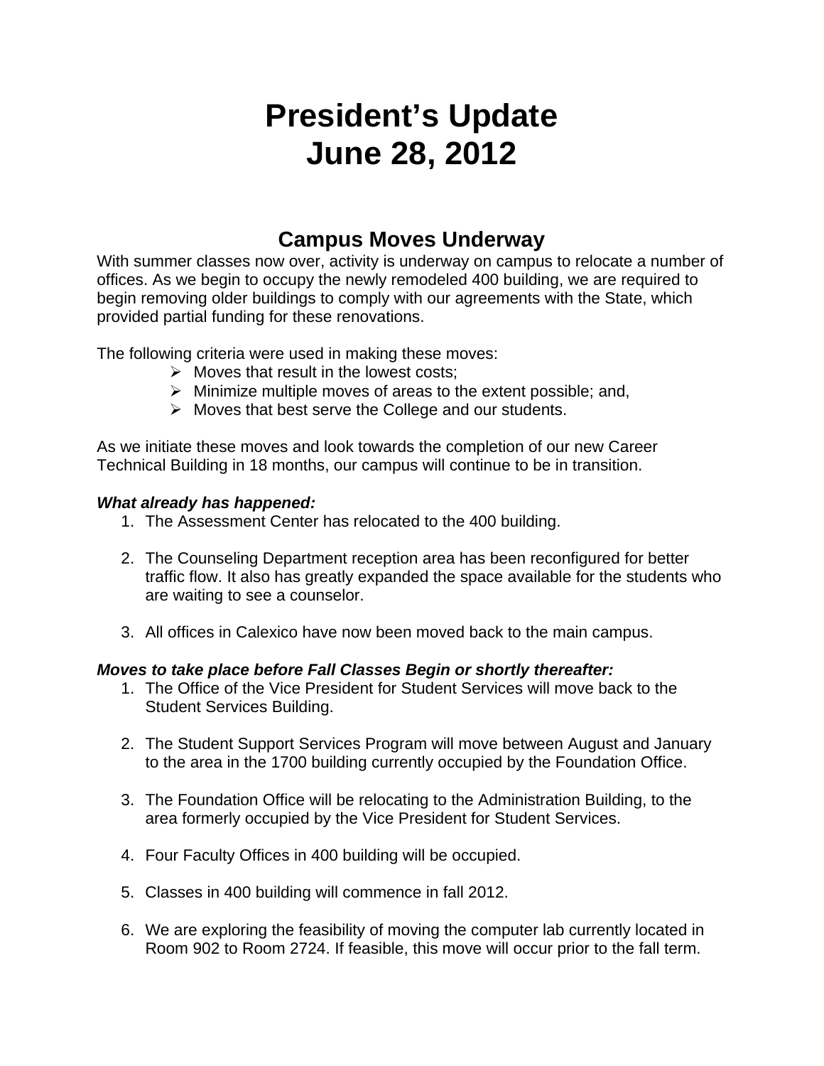# President's Update
# June 28, 2012

## Campus Moves Underway

With summer classes now over, activity is underway on campus to relocate a number of offices. As we begin to occupy the newly remodeled 400 building, we are required to begin removing older buildings to comply with our agreements with the State, which provided partial funding for these renovations.

The following criteria were used in making these moves:

- Moves that result in the lowest costs;
- Minimize multiple moves of areas to the extent possible; and,
- Moves that best serve the College and our students.

As we initiate these moves and look towards the completion of our new Career Technical Building in 18 months, our campus will continue to be in transition.

***What already has happened:***

1. The Assessment Center has relocated to the 400 building.
2. The Counseling Department reception area has been reconfigured for better traffic flow. It also has greatly expanded the space available for the students who are waiting to see a counselor.
3. All offices in Calexico have now been moved back to the main campus.

***Moves to take place before Fall Classes Begin or shortly thereafter:***

1. The Office of the Vice President for Student Services will move back to the Student Services Building.
2. The Student Support Services Program will move between August and January to the area in the 1700 building currently occupied by the Foundation Office.
3. The Foundation Office will be relocating to the Administration Building, to the area formerly occupied by the Vice President for Student Services.
4. Four Faculty Offices in 400 building will be occupied.
5. Classes in 400 building will commence in fall 2012.
6. We are exploring the feasibility of moving the computer lab currently located in Room 902 to Room 2724. If feasible, this move will occur prior to the fall term.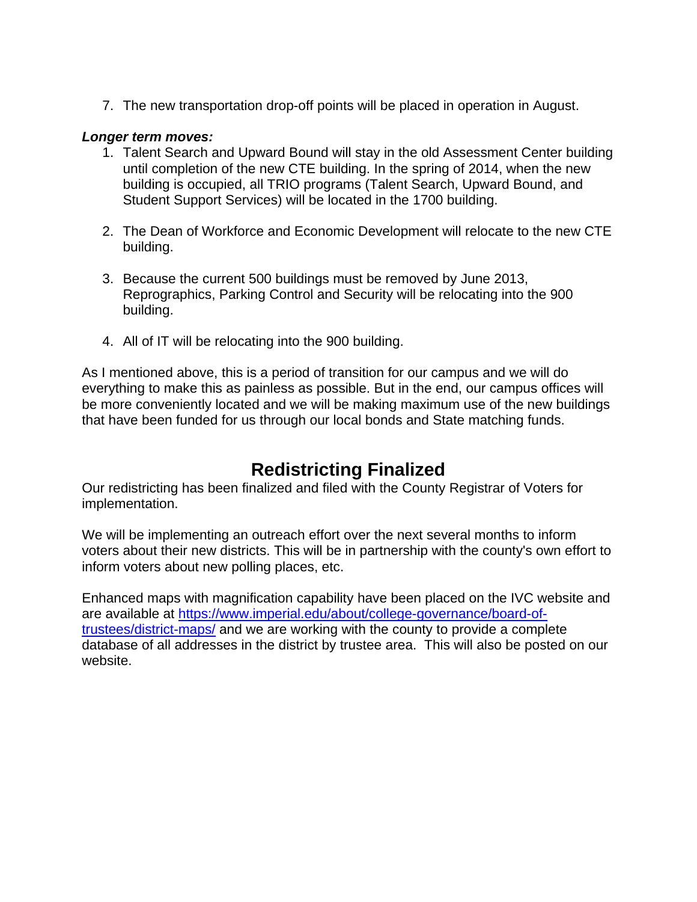7. The new transportation drop-off points will be placed in operation in August.

***Longer term moves:***

1. Talent Search and Upward Bound will stay in the old Assessment Center building until completion of the new CTE building. In the spring of 2014, when the new building is occupied, all TRIO programs (Talent Search, Upward Bound, and Student Support Services) will be located in the 1700 building.

2. The Dean of Workforce and Economic Development will relocate to the new CTE building.

3. Because the current 500 buildings must be removed by June 2013, Reprographics, Parking Control and Security will be relocating into the 900 building.

4. All of IT will be relocating into the 900 building.

As I mentioned above, this is a period of transition for our campus and we will do everything to make this as painless as possible. But in the end, our campus offices will be more conveniently located and we will be making maximum use of the new buildings that have been funded for us through our local bonds and State matching funds.

## Redistricting Finalized

Our redistricting has been finalized and filed with the County Registrar of Voters for implementation.

We will be implementing an outreach effort over the next several months to inform voters about their new districts. This will be in partnership with the county's own effort to inform voters about new polling places, etc.

Enhanced maps with magnification capability have been placed on the IVC website and are available at [https://www.imperial.edu/about/college-governance/board-of-trustees/district-maps/](https://www.imperial.edu/about/college-governance/board-of-trustees/district-maps/) and we are working with the county to provide a complete database of all addresses in the district by trustee area. This will also be posted on our website.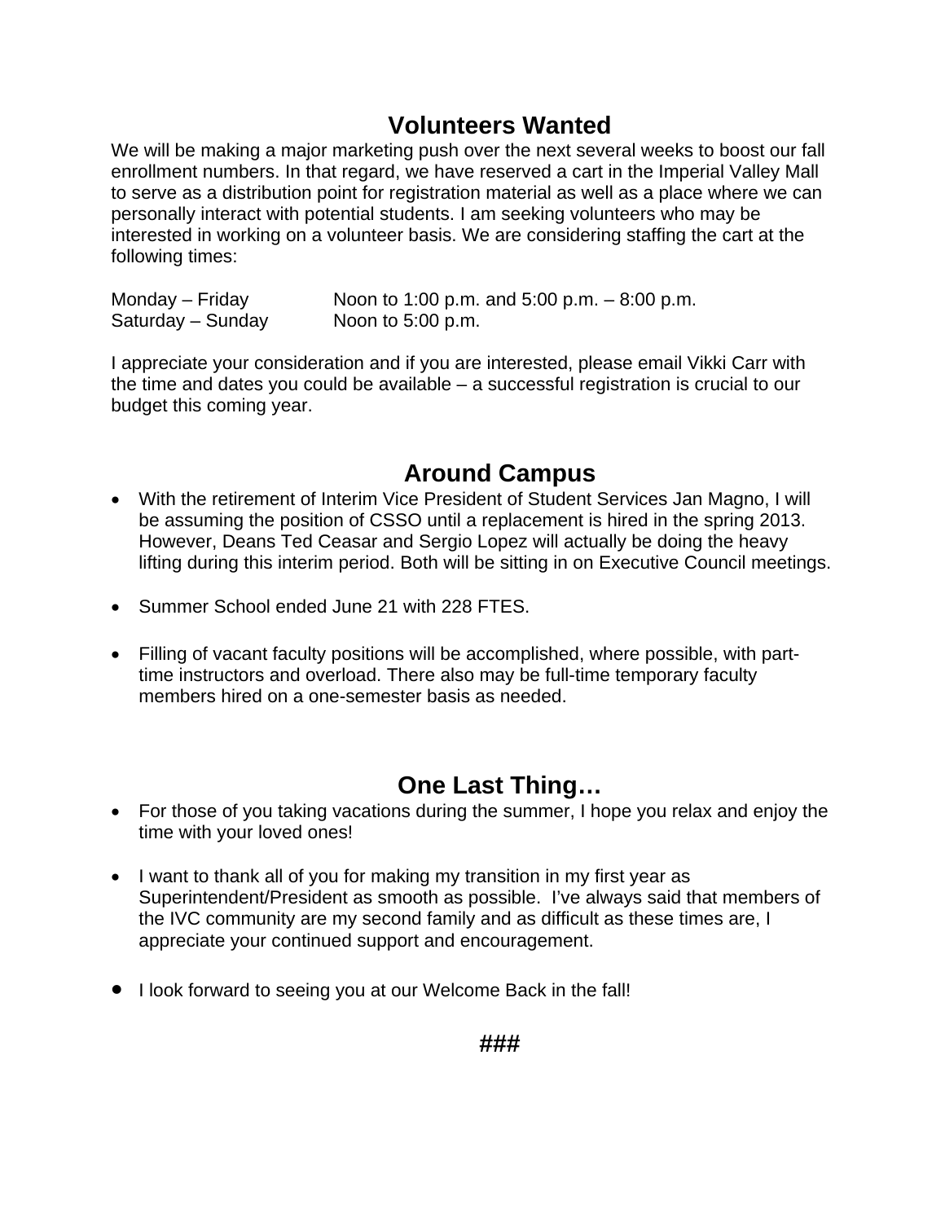## Volunteers Wanted

We will be making a major marketing push over the next several weeks to boost our fall enrollment numbers. In that regard, we have reserved a cart in the Imperial Valley Mall to serve as a distribution point for registration material as well as a place where we can personally interact with potential students. I am seeking volunteers who may be interested in working on a volunteer basis. We are considering staffing the cart at the following times:

| | |
|---|---|
| Monday – Friday | Noon to 1:00 p.m. and 5:00 p.m. – 8:00 p.m. |
| Saturday – Sunday | Noon to 5:00 p.m. |

I appreciate your consideration and if you are interested, please email Vikki Carr with the time and dates you could be available – a successful registration is crucial to our budget this coming year.

## Around Campus

- With the retirement of Interim Vice President of Student Services Jan Magno, I will be assuming the position of CSSO until a replacement is hired in the spring 2013. However, Deans Ted Ceasar and Sergio Lopez will actually be doing the heavy lifting during this interim period. Both will be sitting in on Executive Council meetings.
- Summer School ended June 21 with 228 FTES.
- Filling of vacant faculty positions will be accomplished, where possible, with part-time instructors and overload. There also may be full-time temporary faculty members hired on a one-semester basis as needed.

## One Last Thing…

- For those of you taking vacations during the summer, I hope you relax and enjoy the time with your loved ones!
- I want to thank all of you for making my transition in my first year as Superintendent/President as smooth as possible. I've always said that members of the IVC community are my second family and as difficult as these times are, I appreciate your continued support and encouragement.
- I look forward to seeing you at our Welcome Back in the fall!

**###**